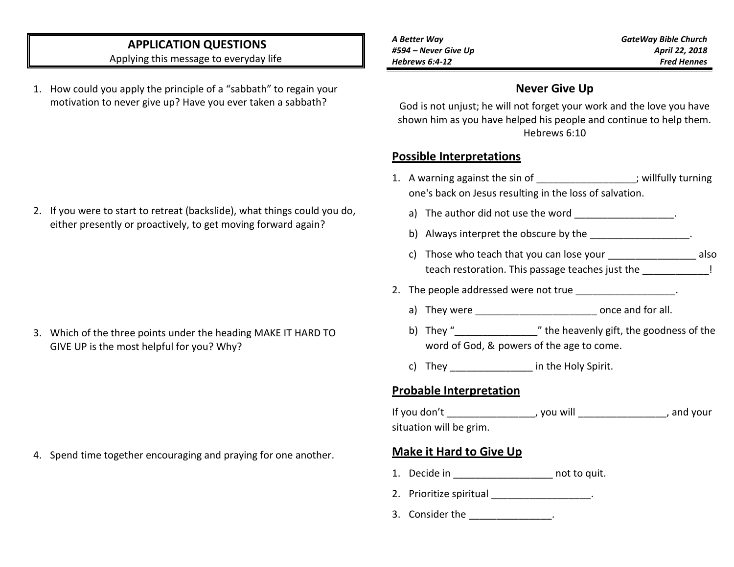## APPLICATION QUESTIONS

Applying this message to everyday life

1. How could you apply the principle of a “sabbath” to regain your motivation to never give up? Have you ever taken a sabbath?

2. If you were to start to retreat (backslide), what things could you do, either presently or proactively, to get moving forward again?

3. Which of the three points under the heading MAKE IT HARD TO GIVE UP is the most helpful for you? Why?

4. Spend time together encouraging and praying for one another.

***A Better Way***
***#594 – Never Give Up***
***Hebrews 6:4-12***

***GateWay Bible Church***
***April 22, 2018***
***Fred Hennes***

## Never Give Up

God is not unjust; he will not forget your work and the love you have shown him as you have helped his people and continue to help them.
Hebrews 6:10

### Possible Interpretations

1. A warning against the sin of __________________; willfully turning one's back on Jesus resulting in the loss of salvation.
   a) The author did not use the word __________________.
   b) Always interpret the obscure by the __________________.
   c) Those who teach that you can lose your ________________ also teach restoration. This passage teaches just the ____________!
2. The people addressed were not true __________________.
   a) They were ______________________ once and for all.
   b) They “_______________” the heavenly gift, the goodness of the word of God, & powers of the age to come.
   c) They _______________ in the Holy Spirit.

### Probable Interpretation

If you don’t ________________, you will ________________, and your situation will be grim.

### Make it Hard to Give Up

1. Decide in __________________ not to quit.
2. Prioritize spiritual __________________.
3. Consider the _______________.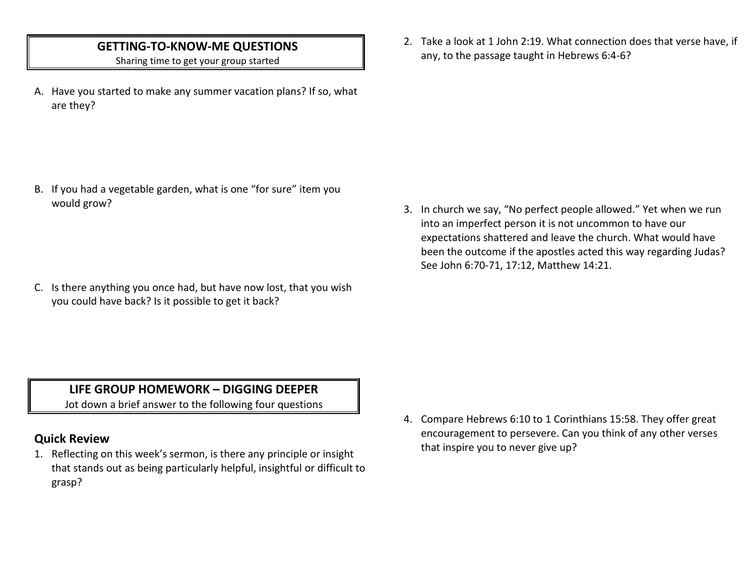## GETTING-TO-KNOW-ME QUESTIONS

Sharing time to get your group started

A. Have you started to make any summer vacation plans? If so, what are they?

B. If you had a vegetable garden, what is one "for sure" item you would grow?

C. Is there anything you once had, but have now lost, that you wish you could have back? Is it possible to get it back?

## LIFE GROUP HOMEWORK – DIGGING DEEPER

Jot down a brief answer to the following four questions

### Quick Review

1. Reflecting on this week's sermon, is there any principle or insight that stands out as being particularly helpful, insightful or difficult to grasp?

2. Take a look at 1 John 2:19. What connection does that verse have, if any, to the passage taught in Hebrews 6:4-6?

3. In church we say, "No perfect people allowed." Yet when we run into an imperfect person it is not uncommon to have our expectations shattered and leave the church. What would have been the outcome if the apostles acted this way regarding Judas? See John 6:70-71, 17:12, Matthew 14:21.

4. Compare Hebrews 6:10 to 1 Corinthians 15:58. They offer great encouragement to persevere. Can you think of any other verses that inspire you to never give up?